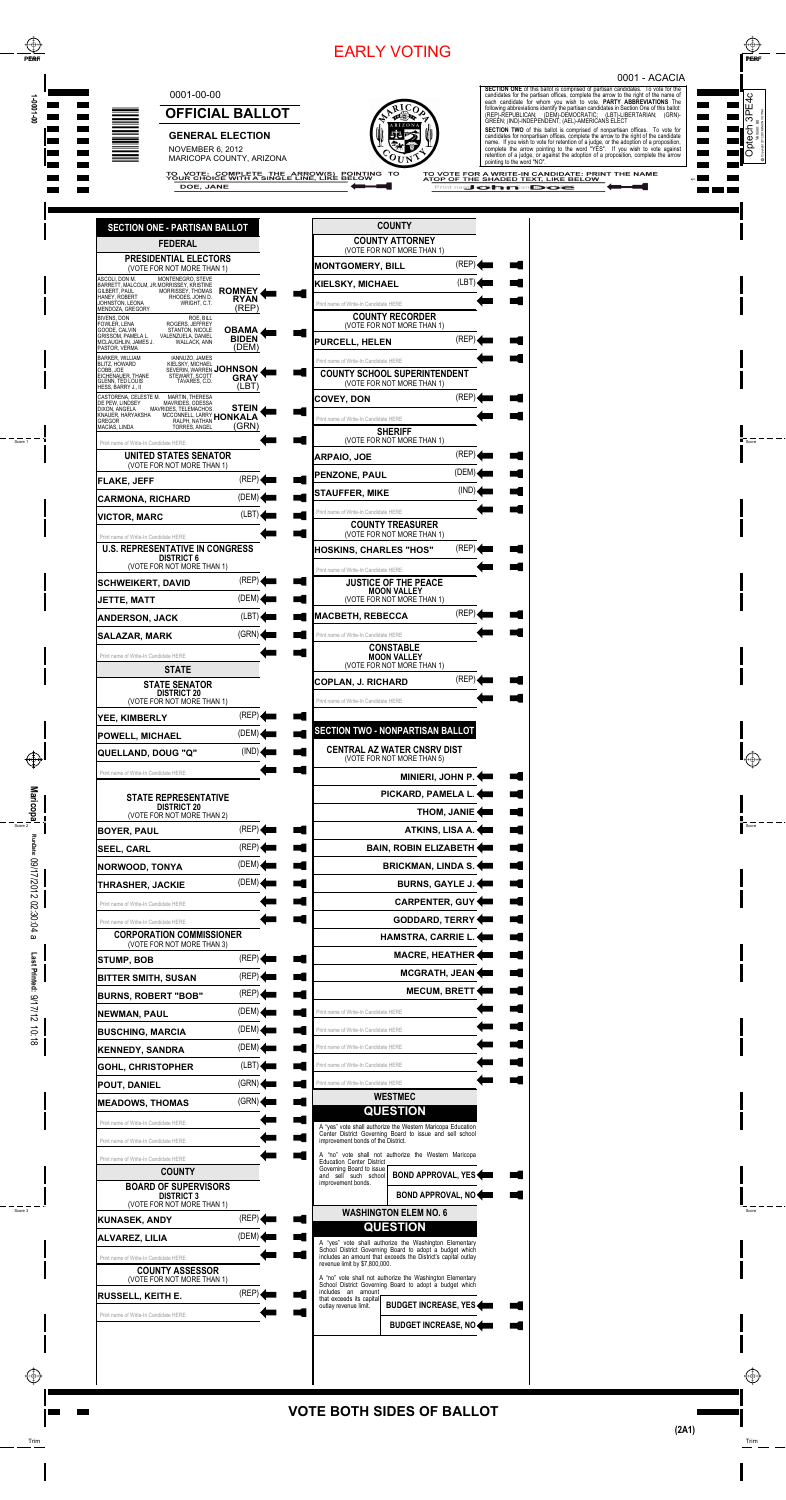# EARLY VOTING

0001 - ACACIA

0001-00-00

## OFFICIAL BALLOT

**GENERAL ELECTION**

NOVEMBER 6, 2012

MARICOPA COUNTY, ARIZONA

**SECTION ONE** of this ballot is comprised of partisan candidates. To vote for the candidates for the partisan offices, complete the arrow to the right of the name of each candidate for whom you wish to vote. **PARTY ABBREVIATIONS** The following abbreviations identify the partisan candidates in Section One of this ballot: (REP)-REPUBLICAN; (DEM)-DEMOCRATIC; (LBT)-LIBERTARIAN; (GRN)-GREEN; (IND)-INDEPENDENT; (AEL)-AMERICANS ELECT

**SECTION TWO** of this ballot is comprised of nonpartisan offices. To vote for candidates for nonpartisan offices, complete the arrow to the right of the candidate name. If you wish to vote for retention of a judge, or the adoption of a proposition, complete the arrow pointing to the word "YES". If you wish to vote against retention of a judge, or against the adoption of a proposition, complete the arrow pointing to the word "NO".

TO VOTE: COMPLETE THE ARROW(S) POINTING TO YOUR CHOICE WITH A SINGLE LINE, LIKE BELOW

TO VOTE FOR A WRITE-IN CANDIDATE: PRINT THE NAME ATOP OF THE SHADED TEXT, LIKE BELOW

DOE, JANE

John Doe

## SECTION ONE - PARTISAN BALLOT

### FEDERAL

**PRESIDENTIAL ELECTORS**
(VOTE FOR NOT MORE THAN 1)

- ASCOLI, DON M.; BARRETT, MALCOLM, JR.; GILBERT, PAUL; HANEY, ROBERT; JOHNSTON, LEONA; MENDOZA, GREGORY; MONTENEGRO, STEVE; MORRISSEY, KRISTINE; MORRISSEY, THOMAS; RHODES, JOHN O.; WRIGHT, C.T. — **ROMNEY / RYAN** (REP)
- BIVENS, DON; FOWLER, LENA; GOODE, CALVIN; GRISSOM, PAMELA L.; MCLAUGHLIN, JAMES J.; PASTOR, VERMA; ROE, BILL; ROGERS, JEFFREY; STANTON, NICOLE; VALENZUELA, DANIEL; WALLACK, ANN — **OBAMA / BIDEN** (DEM)
- BARKER, WILLIAM; BLITZ, HOWARD; COBB, JOE; EICHENAUER, THANE; GLENN, TED LOUIS; HESS, BARRY J., II; IANNUZO, JAMES; KIELSKY, MICHAEL; SEVERIN, WARREN; STEWART, SCOTT; TAVARES, C.D. — **JOHNSON / GRAY** (LBT)
- CASTORENA, CELESTE M.; DE PEW, LINDSEY; DIXON, ANGELA; KNAUER, HARYAKSHA GREGOR; MACIAS, LINDA; MARTIN, THERESA; MAVRIDES, ODESSA; MAVRIDES, TELEMACHOS; MCCONNELL, LARRY; RALPH, NATHAN; TORRES, ANGEL — **STEIN / HONKALA** (GRN)
- Print name of Write-In Candidate HERE

**UNITED STATES SENATOR**
(VOTE FOR NOT MORE THAN 1)

- FLAKE, JEFF (REP)
- CARMONA, RICHARD (DEM)
- VICTOR, MARC (LBT)
- Print name of Write-In Candidate HERE

**U.S. REPRESENTATIVE IN CONGRESS**
**DISTRICT 6**
(VOTE FOR NOT MORE THAN 1)

- SCHWEIKERT, DAVID (REP)
- JETTE, MATT (DEM)
- ANDERSON, JACK (LBT)
- SALAZAR, MARK (GRN)
- Print name of Write-In Candidate HERE

### STATE

**STATE SENATOR**
**DISTRICT 20**
(VOTE FOR NOT MORE THAN 1)

- YEE, KIMBERLY (REP)
- POWELL, MICHAEL (DEM)
- QUELLAND, DOUG "Q" (IND)
- Print name of Write-In Candidate HERE

**STATE REPRESENTATIVE**
**DISTRICT 20**
(VOTE FOR NOT MORE THAN 2)

- BOYER, PAUL (REP)
- SEEL, CARL (REP)
- NORWOOD, TONYA (DEM)
- THRASHER, JACKIE (DEM)
- Print name of Write-In Candidate HERE
- Print name of Write-In Candidate HERE

**CORPORATION COMMISSIONER**
(VOTE FOR NOT MORE THAN 3)

- STUMP, BOB (REP)
- BITTER SMITH, SUSAN (REP)
- BURNS, ROBERT "BOB" (REP)
- NEWMAN, PAUL (DEM)
- BUSCHING, MARCIA (DEM)
- KENNEDY, SANDRA (DEM)
- GOHL, CHRISTOPHER (LBT)
- POUT, DANIEL (GRN)
- MEADOWS, THOMAS (GRN)
- Print name of Write-In Candidate HERE
- Print name of Write-In Candidate HERE
- Print name of Write-In Candidate HERE

### COUNTY

**BOARD OF SUPERVISORS**
**DISTRICT 3**
(VOTE FOR NOT MORE THAN 1)

- KUNASEK, ANDY (REP)
- ALVAREZ, LILIA (DEM)
- Print name of Write-In Candidate HERE

**COUNTY ASSESSOR**
(VOTE FOR NOT MORE THAN 1)

- RUSSELL, KEITH E. (REP)
- Print name of Write-In Candidate HERE

### COUNTY

**COUNTY ATTORNEY**
(VOTE FOR NOT MORE THAN 1)

- MONTGOMERY, BILL (REP)
- KIELSKY, MICHAEL (LBT)
- Print name of Write-In Candidate HERE

**COUNTY RECORDER**
(VOTE FOR NOT MORE THAN 1)

- PURCELL, HELEN (REP)
- Print name of Write-In Candidate HERE

**COUNTY SCHOOL SUPERINTENDENT**
(VOTE FOR NOT MORE THAN 1)

- COVEY, DON (REP)
- Print name of Write-In Candidate HERE

**SHERIFF**
(VOTE FOR NOT MORE THAN 1)

- ARPAIO, JOE (REP)
- PENZONE, PAUL (DEM)
- STAUFFER, MIKE (IND)
- Print name of Write-In Candidate HERE

**COUNTY TREASURER**
(VOTE FOR NOT MORE THAN 1)

- HOSKINS, CHARLES "HOS" (REP)
- Print name of Write-In Candidate HERE

**JUSTICE OF THE PEACE**
**MOON VALLEY**
(VOTE FOR NOT MORE THAN 1)

- MACBETH, REBECCA (REP)
- Print name of Write-In Candidate HERE

**CONSTABLE**
**MOON VALLEY**
(VOTE FOR NOT MORE THAN 1)

- COPLAN, J. RICHARD (REP)
- Print name of Write-In Candidate HERE

## SECTION TWO - NONPARTISAN BALLOT

**CENTRAL AZ WATER CNSRV DIST**
(VOTE FOR NOT MORE THAN 5)

- MINIERI, JOHN P.
- PICKARD, PAMELA L.
- THOM, JANIE
- ATKINS, LISA A.
- BAIN, ROBIN ELIZABETH
- BRICKMAN, LINDA S.
- BURNS, GAYLE J.
- CARPENTER, GUY
- GODDARD, TERRY
- HAMSTRA, CARRIE L.
- MACRE, HEATHER
- MCGRATH, JEAN
- MECUM, BRETT
- Print name of Write-In Candidate HERE
- Print name of Write-In Candidate HERE
- Print name of Write-In Candidate HERE
- Print name of Write-In Candidate HERE
- Print name of Write-In Candidate HERE

**WESTMEC**

**QUESTION**

A "yes" vote shall authorize the Western Maricopa Education Center District Governing Board to issue and sell school improvement bonds of the District.

A "no" vote shall not authorize the Western Maricopa Education Center District Governing Board to issue and sell such school improvement bonds.

- BOND APPROVAL, YES
- BOND APPROVAL, NO

**WASHINGTON ELEM NO. 6**

**QUESTION**

A "yes" vote shall authorize the Washington Elementary School District Governing Board to adopt a budget which includes an amount that exceeds the District's capital outlay revenue limit by $7,800,000.

A "no" vote shall not authorize the Washington Elementary School District Governing Board to adopt a budget which includes an amount that exceeds its capital outlay revenue limit.

- BUDGET INCREASE, YES
- BUDGET INCREASE, NO

**VOTE BOTH SIDES OF BALLOT**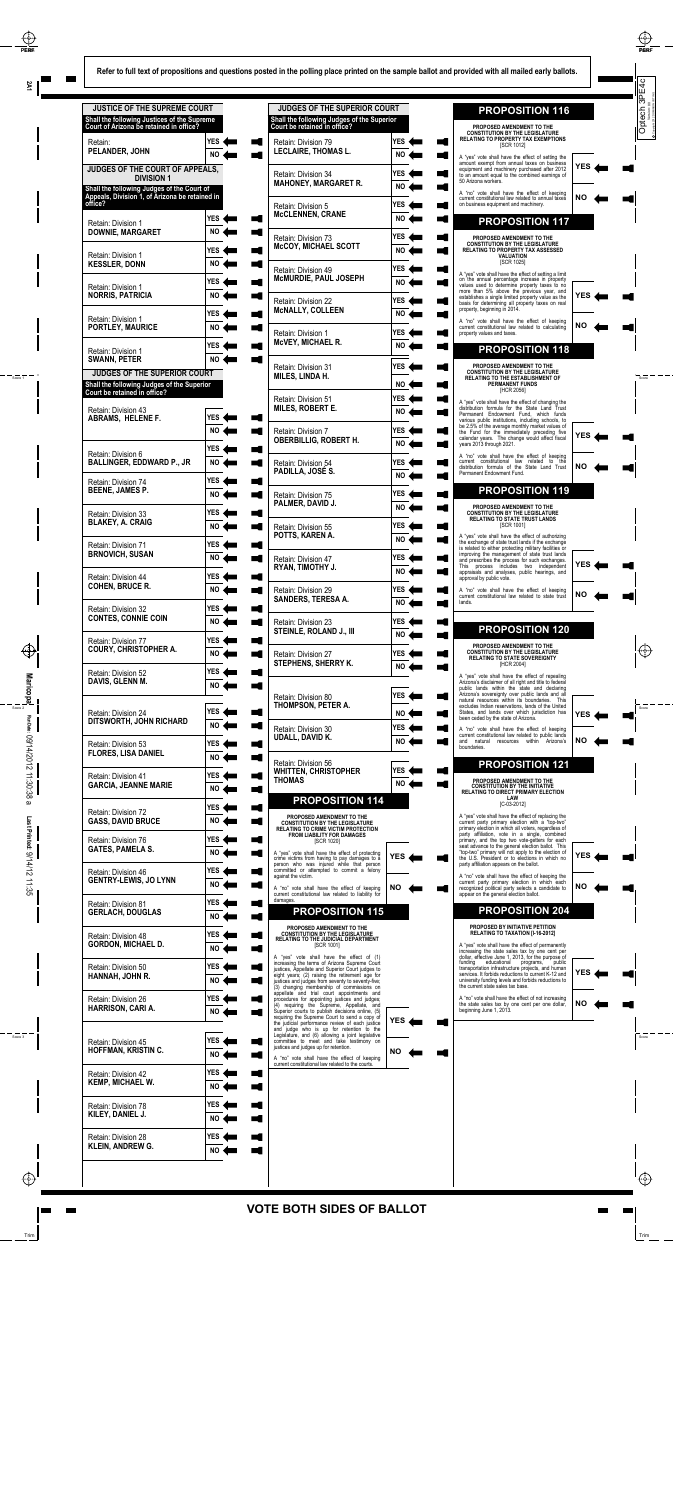Refer to full text of propositions and questions posted in the polling place printed on the sample ballot and provided with all mailed early ballots.

## JUSTICE OF THE SUPREME COURT

**Shall the following Justices of the Supreme Court of Arizona be retained in office?**

Retain:
PELANDER, JOHN — YES / NO

## JUDGES OF THE COURT OF APPEALS, DIVISION 1

**Shall the following Judges of the Court of Appeals, Division 1, of Arizona be retained in office?**

Retain: Division 1
DOWNIE, MARGARET — YES / NO

Retain: Division 1
KESSLER, DONN — YES / NO

Retain: Division 1
NORRIS, PATRICIA — YES / NO

Retain: Division 1
PORTLEY, MAURICE — YES / NO

Retain: Division 1
SWANN, PETER — YES / NO

## JUDGES OF THE SUPERIOR COURT

**Shall the following Judges of the Superior Court be retained in office?**

Retain: Division 43
ABRAMS, HELENE F. — YES / NO

Retain: Division 6
BALLINGER, EDDWARD P., JR — YES / NO

Retain: Division 74
BEENE, JAMES P. — YES / NO

Retain: Division 33
BLAKEY, A. CRAIG — YES / NO

Retain: Division 71
BRNOVICH, SUSAN — YES / NO

Retain: Division 44
COHEN, BRUCE R. — YES / NO

Retain: Division 32
CONTES, CONNIE COIN — YES / NO

Retain: Division 77
COURY, CHRISTOPHER A. — YES / NO

Retain: Division 52
DAVIS, GLENN M. — YES / NO

Retain: Division 24
DITSWORTH, JOHN RICHARD — YES / NO

Retain: Division 53
FLORES, LISA DANIEL — YES / NO

Retain: Division 41
GARCIA, JEANNE MARIE — YES / NO

Retain: Division 72
GASS, DAVID BRUCE — YES / NO

Retain: Division 76
GATES, PAMELA S. — YES / NO

Retain: Division 46
GENTRY-LEWIS, JO LYNN — YES / NO

Retain: Division 81
GERLACH, DOUGLAS — YES / NO

Retain: Division 48
GORDON, MICHAEL D. — YES / NO

Retain: Division 50
HANNAH, JOHN R. — YES / NO

Retain: Division 26
HARRISON, CARI A. — YES / NO

Retain: Division 45
HOFFMAN, KRISTIN C. — YES / NO

Retain: Division 42
KEMP, MICHAEL W. — YES / NO

Retain: Division 78
KILEY, DANIEL J. — YES / NO

Retain: Division 28
KLEIN, ANDREW G. — YES / NO

## JUDGES OF THE SUPERIOR COURT

**Shall the following Judges of the Superior Court be retained in office?**

Retain: Division 79
LECLAIRE, THOMAS L. — YES / NO

Retain: Division 34
MAHONEY, MARGARET R. — YES / NO

Retain: Division 5
McCLENNEN, CRANE — YES / NO

Retain: Division 73
McCOY, MICHAEL SCOTT — YES / NO

Retain: Division 49
McMURDIE, PAUL JOSEPH — YES / NO

Retain: Division 22
McNALLY, COLLEEN — YES / NO

Retain: Division 1
McVEY, MICHAEL R. — YES / NO

Retain: Division 31
MILES, LINDA H. — YES / NO

Retain: Division 51
MILES, ROBERT E. — YES / NO

Retain: Division 7
OBERBILLIG, ROBERT H. — YES / NO

Retain: Division 54
PADILLA, JOSÉ S. — YES / NO

Retain: Division 75
PALMER, DAVID J. — YES / NO

Retain: Division 55
POTTS, KAREN A. — YES / NO

Retain: Division 47
RYAN, TIMOTHY J. — YES / NO

Retain: Division 29
SANDERS, TERESA A. — YES / NO

Retain: Division 23
STEINLE, ROLAND J., III — YES / NO

Retain: Division 27
STEPHENS, SHERRY K. — YES / NO

Retain: Division 80
THOMPSON, PETER A. — YES / NO

Retain: Division 30
UDALL, DAVID K. — YES / NO

Retain: Division 56
WHITTEN, CHRISTOPHER THOMAS — YES / NO

## PROPOSITION 114

**PROPOSED AMENDMENT TO THE CONSTITUTION BY THE LEGISLATURE RELATING TO CRIME VICTIM PROTECTION FROM LIABILITY FOR DAMAGES**
[SCR 1020]

A "yes" vote shall have the effect of protecting crime victims from having to pay damages to a person who was injured while that person committed or attempted to commit a felony against the victim. — YES

A "no" vote shall have the effect keeping current constitutional law related to liability for damages. — NO

## PROPOSITION 115

**PROPOSED AMENDMENT TO THE CONSTITUTION BY THE LEGISLATURE RELATING TO THE JUDICIAL DEPARTMENT**
[SCR 1001]

A "yes" vote shall have the effect of (1) increasing the terms of Arizona Supreme Court justices, Appellate and Superior Court judges to eight years; (2) raising the retirement age for justices and judges from seventy to seventy-five; (3) changing membership of commissions on appellate and trial court appointments and procedures for appointing judges and judges; (4) requiring the Supreme, Appellate, and Superior Courts to publish decisions online; (5) requiring the Supreme Court to send a copy of the judicial performance review of each justice and judge who is up for retention to the Legislature; and (6) allowing a joint legislative committee to meet and take testimony on justices and judges up for retention. — YES

A "no" vote shall have the effect of keeping current constitutional law related to the courts. — NO

## PROPOSITION 116

**PROPOSED AMENDMENT TO THE CONSTITUTION BY THE LEGISLATURE RELATING TO PROPERTY TAX EXEMPTIONS**
[SCR 1012]

A "yes" vote shall have the effect of setting the amount exempt from annual taxes on business equipment and machinery purchased after 2012 to an amount equal to the combined earnings of 50 Arizona workers. — YES

A "no" vote shall have the effect of keeping current constitutional law related to annual taxes on business equipment and machinery. — NO

## PROPOSITION 117

**PROPOSED AMENDMENT TO THE CONSTITUTION BY THE LEGISLATURE RELATING TO PROPERTY TAX ASSESSED VALUATION**
[SCR 1025]

A "yes" vote shall have the effect of adding a limit on the annual percentage increase in property values used to determine property taxes to no more than 5% above the previous year, and establishes a single limited property value as the basis for determining all property taxes on real property, beginning in 2014. — YES

A "no" vote shall have the effect of keeping current constitutional law related to calculating property values and taxes. — NO

## PROPOSITION 118

**PROPOSED AMENDMENT TO THE CONSTITUTION BY THE LEGISLATURE RELATING TO THE ESTABLISHMENT OF PERMANENT FUNDS**
[HCR 2056]

A "yes" vote shall have the effect of changing the distribution formula for the State Land Trust Permanent Endowment Fund, which funds various public institutions including schools, to be 2.5% of the average monthly market values of the Fund for the immediately preceding five calendar years. The change would affect fiscal years 2013 through 2021. — YES

A "no" vote shall have the effect of keeping current constitutional law related to the distribution formula of the State Land Trust Permanent Endowment Fund. — NO

## PROPOSITION 119

**PROPOSED AMENDMENT TO THE CONSTITUTION BY THE LEGISLATURE RELATING TO STATE TRUST LANDS**
[SCR 1001]

A "yes" vote shall have the effect of authorizing the exchange of state trust lands if the exchange is related to either protecting military facilities or improving the management of state trust lands and prescribes the process for such exchanges. This process includes two independent appraisals and analyses, public hearings, and approval by public vote. — YES

A "no" vote shall have the effect of keeping current constitutional law related to state trust lands. — NO

## PROPOSITION 120

**PROPOSED AMENDMENT TO THE CONSTITUTION BY THE LEGISLATURE RELATING TO STATE SOVEREIGNTY**
[HCR 2004]

A "yes" vote shall have the effect of repealing Arizona's disclaimer of all right and title to federal public lands within the state and declaring Arizona's sovereignty over public lands and all natural resources within its boundaries. This excludes Indian reservations, lands of the United States and lands over which jurisdiction has been ceded by the state of Arizona. — YES

A "no" vote shall have the effect of keeping current constitutional law related to public lands and natural resources within Arizona's boundaries. — NO

## PROPOSITION 121

**PROPOSED AMENDMENT TO THE CONSTITUTION BY THE INITIATIVE RELATING TO DIRECT PRIMARY ELECTION LAW**
[C-03-2012]

A "yes" vote shall have the effect of replacing the current party primary election with a "top-two" primary election in which all voters, regardless of party affiliation, vote in a single, combined primary, and the top two vote-getters for each seat advance to the general election ballot. This "top-two" primary will not apply to the election of the U.S. President or to elections in which no party affiliation appears on the ballot. — YES

A "no" vote shall have the effect of keeping the current party primary election in which each recognized political party selects a candidate to appear on the general election ballot. — NO

## PROPOSITION 204

**PROPOSED BY INITIATIVE PETITION RELATING TO TAXATION [I-16-2012]**

A "yes" vote shall have the effect of permanently increasing the state sales tax by one cent per dollar, effective June 1, 2013, for the purpose of funding educational programs, public transportation infrastructure projects, and human services. It forbids reductions to current K-12 and university funding levels and forbids reductions to the current state sales tax base. — YES

A "no" vote shall have the effect of not increasing the state sales tax by one cent per one dollar, beginning June 1, 2013. — NO

**VOTE BOTH SIDES OF BALLOT**